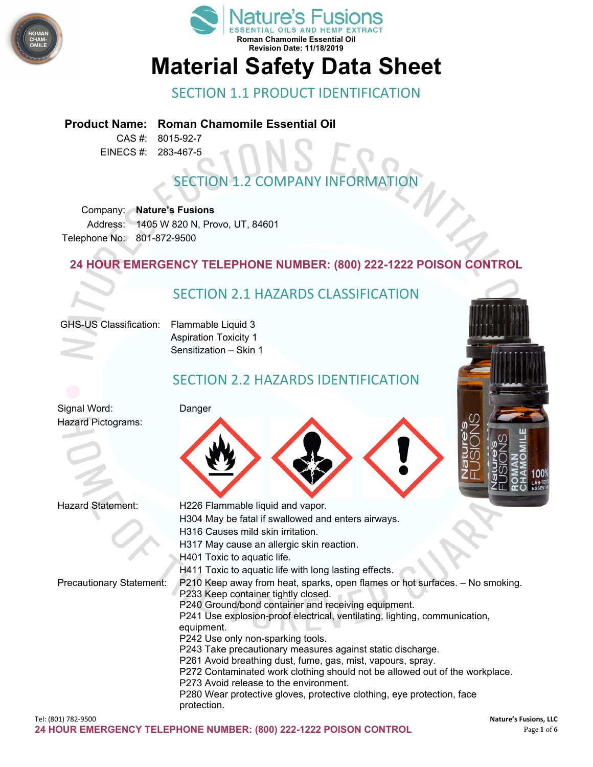Nature's Fusions
ESSENTIAL OILS AND HEMP EXTRACT
Roman Chamomile Essential Oil
Revision Date: 11/18/2019

# Material Safety Data Sheet

## SECTION 1.1 PRODUCT IDENTIFICATION

**Product Name: Roman Chamomile Essential Oil**
CAS #: 8015-92-7
EINECS #: 283-467-5

## SECTION 1.2 COMPANY INFORMATION

Company: **Nature's Fusions**
Address: 1405 W 820 N, Provo, UT, 84601
Telephone No: 801-872-9500

**24 HOUR EMERGENCY TELEPHONE NUMBER: (800) 222-1222 POISON CONTROL**

## SECTION 2.1 HAZARDS CLASSIFICATION

GHS-US Classification:
- Flammable Liquid 3
- Aspiration Toxicity 1
- Sensitization – Skin 1

## SECTION 2.2 HAZARDS IDENTIFICATION

Signal Word: Danger

Hazard Pictograms:

Hazard Statement:
- H226 Flammable liquid and vapor.
- H304 May be fatal if swallowed and enters airways.
- H316 Causes mild skin irritation.
- H317 May cause an allergic skin reaction.
- H401 Toxic to aquatic life.
- H411 Toxic to aquatic life with long lasting effects.

Precautionary Statement:
- P210 Keep away from heat, sparks, open flames or hot surfaces. – No smoking.
- P233 Keep container tightly closed.
- P240 Ground/bond container and receiving equipment.
- P241 Use explosion-proof electrical, ventilating, lighting, communication, equipment.
- P242 Use only non-sparking tools.
- P243 Take precautionary measures against static discharge.
- P261 Avoid breathing dust, fume, gas, mist, vapours, spray.
- P272 Contaminated work clothing should not be allowed out of the workplace.
- P273 Avoid release to the environment.
- P280 Wear protective gloves, protective clothing, eye protection, face protection.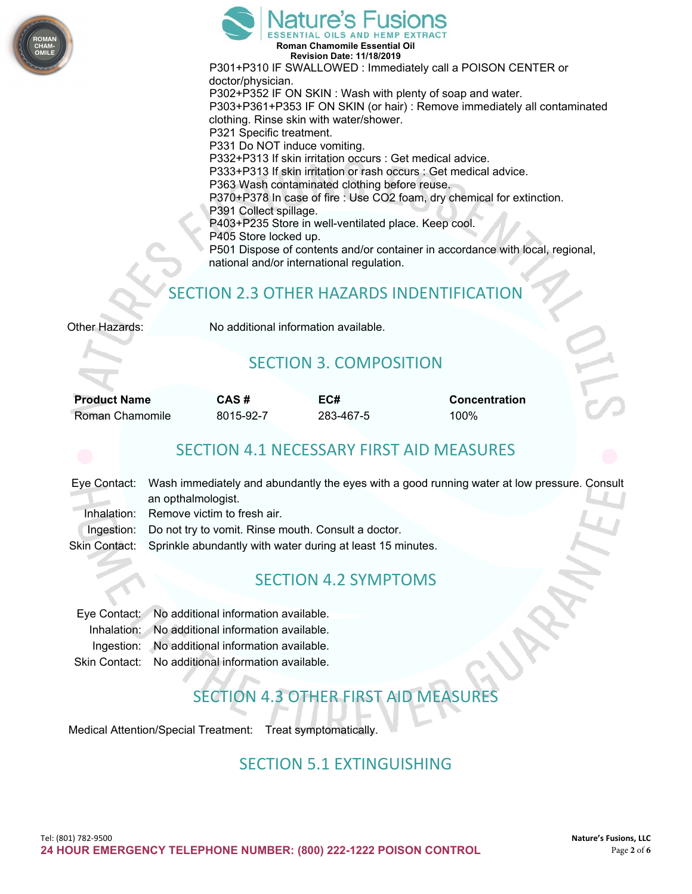P301+P310 IF SWALLOWED : Immediately call a POISON CENTER or doctor/physician.
P302+P352 IF ON SKIN : Wash with plenty of soap and water.
P303+P361+P353 IF ON SKIN (or hair) : Remove immediately all contaminated clothing. Rinse skin with water/shower.
P321 Specific treatment.
P331 Do NOT induce vomiting.
P332+P313 If skin irritation occurs : Get medical advice.
P333+P313 If skin irritation or rash occurs : Get medical advice.
P363 Wash contaminated clothing before reuse.
P370+P378 In case of fire : Use CO2 foam, dry chemical for extinction.
P391 Collect spillage.
P403+P235 Store in well-ventilated place. Keep cool.
P405 Store locked up.
P501 Dispose of contents and/or container in accordance with local, regional, national and/or international regulation.

## SECTION 2.3 OTHER HAZARDS INDENTIFICATION

Other Hazards: No additional information available.

## SECTION 3. COMPOSITION

| Product Name | CAS # | EC# | Concentration |
|---|---|---|---|
| Roman Chamomile | 8015-92-7 | 283-467-5 | 100% |

## SECTION 4.1 NECESSARY FIRST AID MEASURES

Eye Contact: Wash immediately and abundantly the eyes with a good running water at low pressure. Consult an opthalmologist.
Inhalation: Remove victim to fresh air.
Ingestion: Do not try to vomit. Rinse mouth. Consult a doctor.
Skin Contact: Sprinkle abundantly with water during at least 15 minutes.

## SECTION 4.2 SYMPTOMS

Eye Contact: No additional information available.
Inhalation: No additional information available.
Ingestion: No additional information available.
Skin Contact: No additional information available.

## SECTION 4.3 OTHER FIRST AID MEASURES

Medical Attention/Special Treatment: Treat symptomatically.

## SECTION 5.1 EXTINGUISHING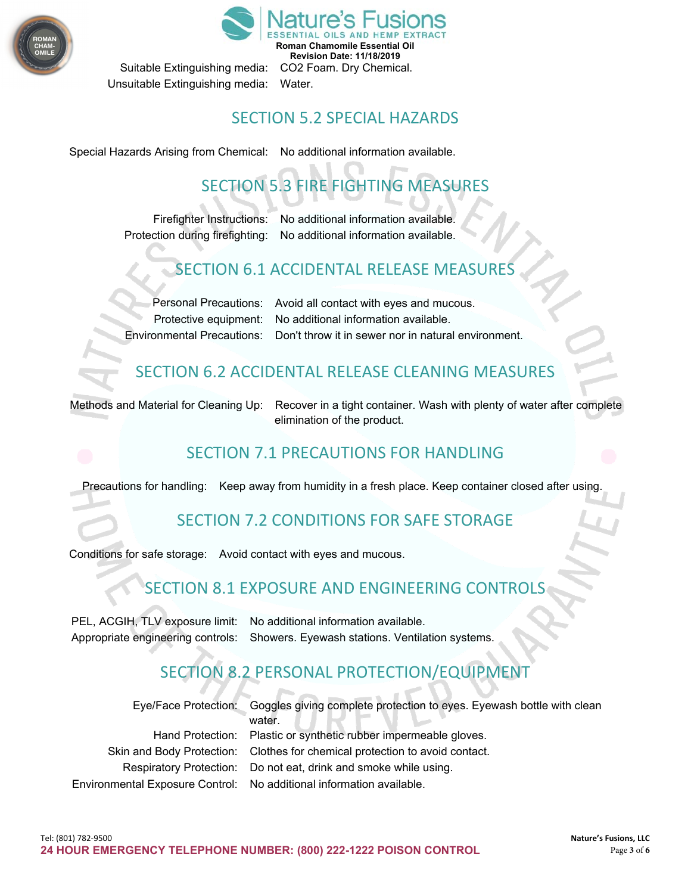| | |
|---|---|
| Suitable Extinguishing media: | $CO_2$ Foam. Dry Chemical. |
| Unsuitable Extinguishing media: | Water. |

## SECTION 5.2 SPECIAL HAZARDS

| | |
|---|---|
| Special Hazards Arising from Chemical: | No additional information available. |

## SECTION 5.3 FIRE FIGHTING MEASURES

| | |
|---|---|
| Firefighter Instructions: | No additional information available. |
| Protection during firefighting: | No additional information available. |

## SECTION 6.1 ACCIDENTAL RELEASE MEASURES

| | |
|---|---|
| Personal Precautions: | Avoid all contact with eyes and mucous. |
| Protective equipment: | No additional information available. |
| Environmental Precautions: | Don't throw it in sewer nor in natural environment. |

## SECTION 6.2 ACCIDENTAL RELEASE CLEANING MEASURES

| | |
|---|---|
| Methods and Material for Cleaning Up: | Recover in a tight container. Wash with plenty of water after complete elimination of the product. |

## SECTION 7.1 PRECAUTIONS FOR HANDLING

| | |
|---|---|
| Precautions for handling: | Keep away from humidity in a fresh place. Keep container closed after using. |

## SECTION 7.2 CONDITIONS FOR SAFE STORAGE

| | |
|---|---|
| Conditions for safe storage: | Avoid contact with eyes and mucous. |

## SECTION 8.1 EXPOSURE AND ENGINEERING CONTROLS

| | |
|---|---|
| PEL, ACGIH, TLV exposure limit: | No additional information available. |
| Appropriate engineering controls: | Showers. Eyewash stations. Ventilation systems. |

## SECTION 8.2 PERSONAL PROTECTION/EQUIPMENT

| | |
|---|---|
| Eye/Face Protection: | Goggles giving complete protection to eyes. Eyewash bottle with clean water. |
| Hand Protection: | Plastic or synthetic rubber impermeable gloves. |
| Skin and Body Protection: | Clothes for chemical protection to avoid contact. |
| Respiratory Protection: | Do not eat, drink and smoke while using. |
| Environmental Exposure Control: | No additional information available. |

Tel: (801) 782-9500

**24 HOUR EMERGENCY TELEPHONE NUMBER: (800) 222-1222 POISON CONTROL**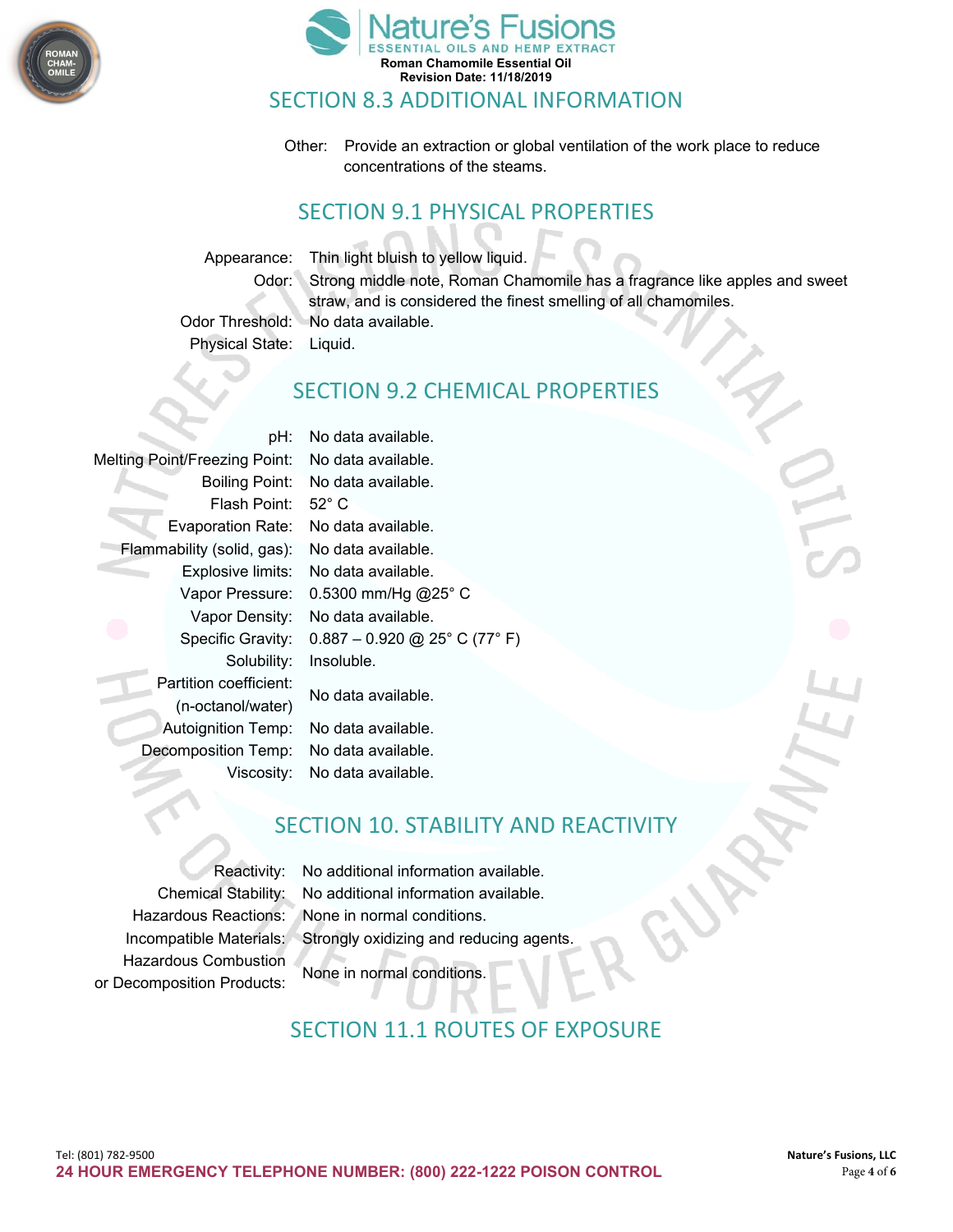## SECTION 8.3 ADDITIONAL INFORMATION

Other: Provide an extraction or global ventilation of the work place to reduce concentrations of the steams.

## SECTION 9.1 PHYSICAL PROPERTIES

| | |
|---|---|
| Appearance: | Thin light bluish to yellow liquid. |
| Odor: | Strong middle note, Roman Chamomile has a fragrance like apples and sweet straw, and is considered the finest smelling of all chamomiles. |
| Odor Threshold: | No data available. |
| Physical State: | Liquid. |

## SECTION 9.2 CHEMICAL PROPERTIES

| | |
|---|---|
| pH: | No data available. |
| Melting Point/Freezing Point: | No data available. |
| Boiling Point: | No data available. |
| Flash Point: | 52° C |
| Evaporation Rate: | No data available. |
| Flammability (solid, gas): | No data available. |
| Explosive limits: | No data available. |
| Vapor Pressure: | 0.5300 mm/Hg @25° C |
| Vapor Density: | No data available. |
| Specific Gravity: | 0.887 – 0.920 @ 25° C (77° F) |
| Solubility: | Insoluble. |
| Partition coefficient: (n-octanol/water) | No data available. |
| Autoignition Temp: | No data available. |
| Decomposition Temp: | No data available. |
| Viscosity: | No data available. |

## SECTION 10. STABILITY AND REACTIVITY

| | |
|---|---|
| Reactivity: | No additional information available. |
| Chemical Stability: | No additional information available. |
| Hazardous Reactions: | None in normal conditions. |
| Incompatible Materials: | Strongly oxidizing and reducing agents. |
| Hazardous Combustion or Decomposition Products: | None in normal conditions. |

## SECTION 11.1 ROUTES OF EXPOSURE

Tel: (801) 782-9500

**24 HOUR EMERGENCY TELEPHONE NUMBER: (800) 222-1222 POISON CONTROL**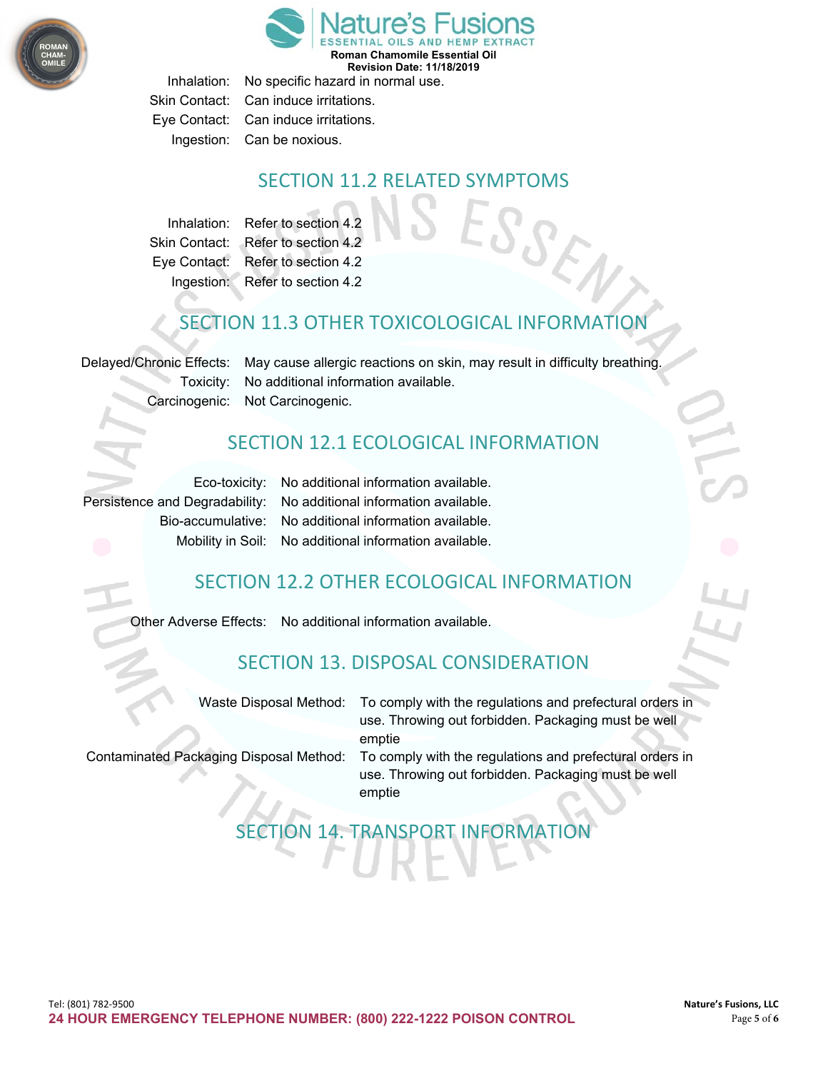| | |
|---|---|
| Inhalation: | No specific hazard in normal use. |
| Skin Contact: | Can induce irritations. |
| Eye Contact: | Can induce irritations. |
| Ingestion: | Can be noxious. |

## SECTION 11.2 RELATED SYMPTOMS

| | |
|---|---|
| Inhalation: | Refer to section 4.2 |
| Skin Contact: | Refer to section 4.2 |
| Eye Contact: | Refer to section 4.2 |
| Ingestion: | Refer to section 4.2 |

## SECTION 11.3 OTHER TOXICOLOGICAL INFORMATION

| | |
|---|---|
| Delayed/Chronic Effects: | May cause allergic reactions on skin, may result in difficulty breathing. |
| Toxicity: | No additional information available. |
| Carcinogenic: | Not Carcinogenic. |

## SECTION 12.1 ECOLOGICAL INFORMATION

| | |
|---|---|
| Eco-toxicity: | No additional information available. |
| Persistence and Degradability: | No additional information available. |
| Bio-accumulative: | No additional information available. |
| Mobility in Soil: | No additional information available. |

## SECTION 12.2 OTHER ECOLOGICAL INFORMATION

| | |
|---|---|
| Other Adverse Effects: | No additional information available. |

## SECTION 13. DISPOSAL CONSIDERATION

| | |
|---|---|
| Waste Disposal Method: | To comply with the regulations and prefectural orders in use. Throwing out forbidden. Packaging must be well emptie |
| Contaminated Packaging Disposal Method: | To comply with the regulations and prefectural orders in use. Throwing out forbidden. Packaging must be well emptie |

## SECTION 14. TRANSPORT INFORMATION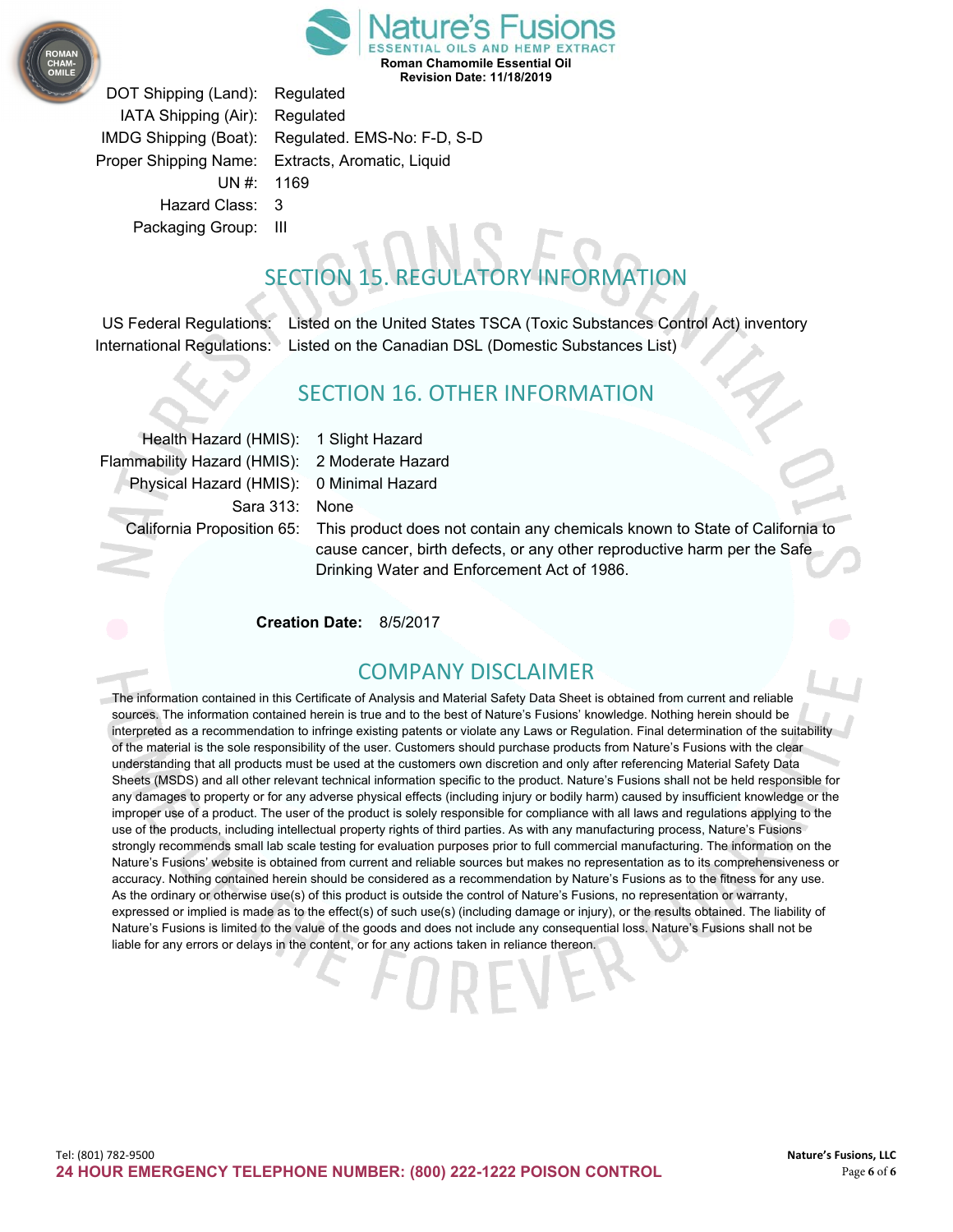| | |
|---|---|
| DOT Shipping (Land): | Regulated |
| IATA Shipping (Air): | Regulated |
| IMDG Shipping (Boat): | Regulated. EMS-No: F-D, S-D |
| Proper Shipping Name: | Extracts, Aromatic, Liquid |
| UN #: | 1169 |
| Hazard Class: | 3 |
| Packaging Group: | III |

## SECTION 15. REGULATORY INFORMATION

| | |
|---|---|
| US Federal Regulations: | Listed on the United States TSCA (Toxic Substances Control Act) inventory |
| International Regulations: | Listed on the Canadian DSL (Domestic Substances List) |

## SECTION 16. OTHER INFORMATION

| | |
|---|---|
| Health Hazard (HMIS): | 1 Slight Hazard |
| Flammability Hazard (HMIS): | 2 Moderate Hazard |
| Physical Hazard (HMIS): | 0 Minimal Hazard |
| Sara 313: | None |
| California Proposition 65: | This product does not contain any chemicals known to State of California to cause cancer, birth defects, or any other reproductive harm per the Safe Drinking Water and Enforcement Act of 1986. |

**Creation Date:** 8/5/2017

## COMPANY DISCLAIMER

The information contained in this Certificate of Analysis and Material Safety Data Sheet is obtained from current and reliable sources. The information contained herein is true and to the best of Nature's Fusions' knowledge. Nothing herein should be interpreted as a recommendation to infringe existing patents or violate any Laws or Regulation. Final determination of the suitability of the material is the sole responsibility of the user. Customers should purchase products from Nature's Fusions with the clear understanding that all products must be used at the customers own discretion and only after referencing Material Safety Data Sheets (MSDS) and all other relevant technical information specific to the product. Nature's Fusions shall not be held responsible for any damages to property or for any adverse physical effects (including injury or bodily harm) caused by insufficient knowledge or the improper use of a product. The user of the product is solely responsible for compliance with all laws and regulations applying to the use of the products, including intellectual property rights of third parties. As with any manufacturing process, Nature's Fusions strongly recommends small lab scale testing for evaluation purposes prior to full commercial manufacturing. The information on the Nature's Fusions' website is obtained from current and reliable sources but makes no representation as to its comprehensiveness or accuracy. Nothing contained herein should be considered as a recommendation by Nature's Fusions as to the fitness for any use. As the ordinary or otherwise use(s) of this product is outside the control of Nature's Fusions, no representation or warranty, expressed or implied is made as to the effect(s) of such use(s) (including damage or injury), or the results obtained. The liability of Nature's Fusions is limited to the value of the goods and does not include any consequential loss. Nature's Fusions shall not be liable for any errors or delays in the content, or for any actions taken in reliance thereon.

Tel: (801) 782-9500

**24 HOUR EMERGENCY TELEPHONE NUMBER: (800) 222-1222 POISON CONTROL**